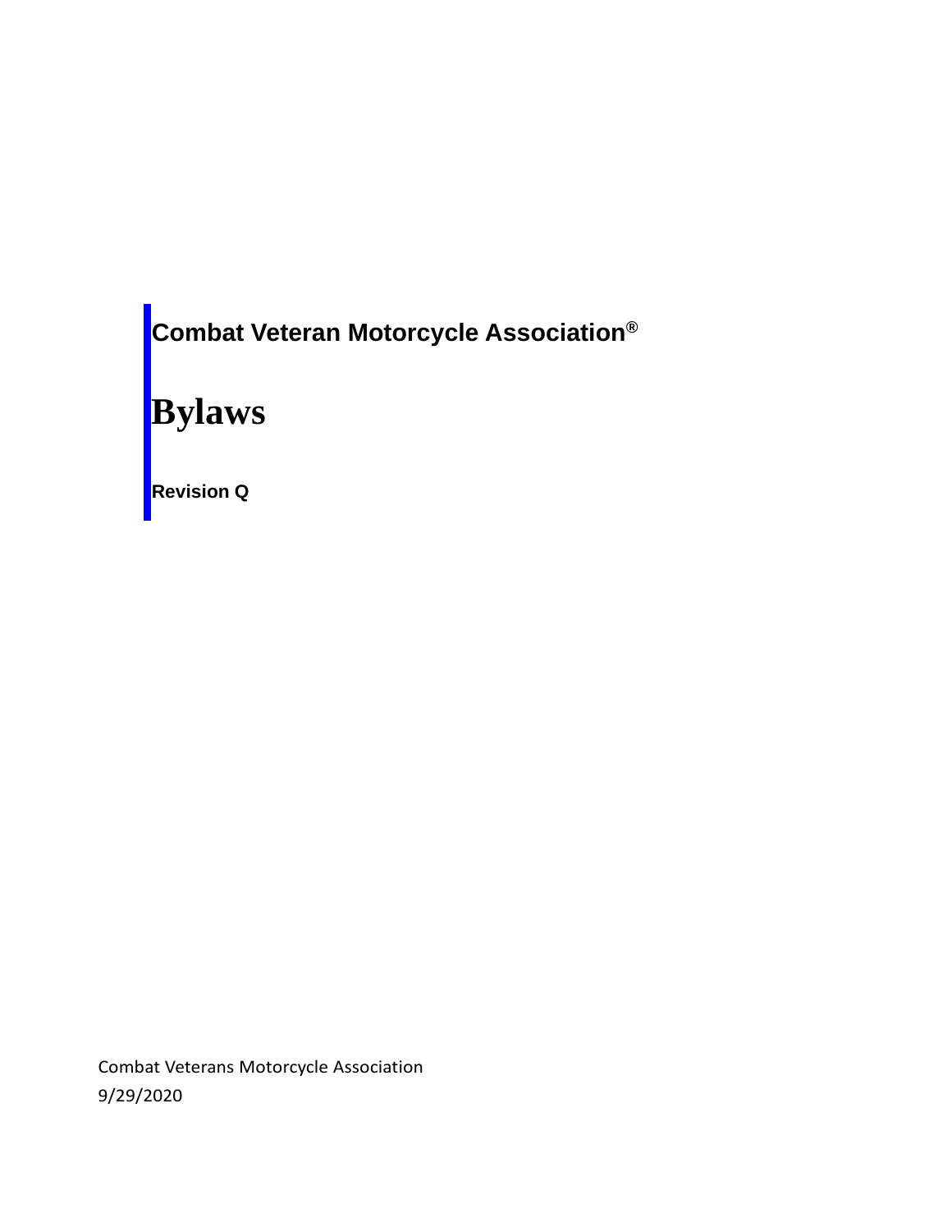**Combat Veteran Motorcycle Association®**

# Bylaws

**Revision Q**

Combat Veterans Motorcycle Association

9/29/2020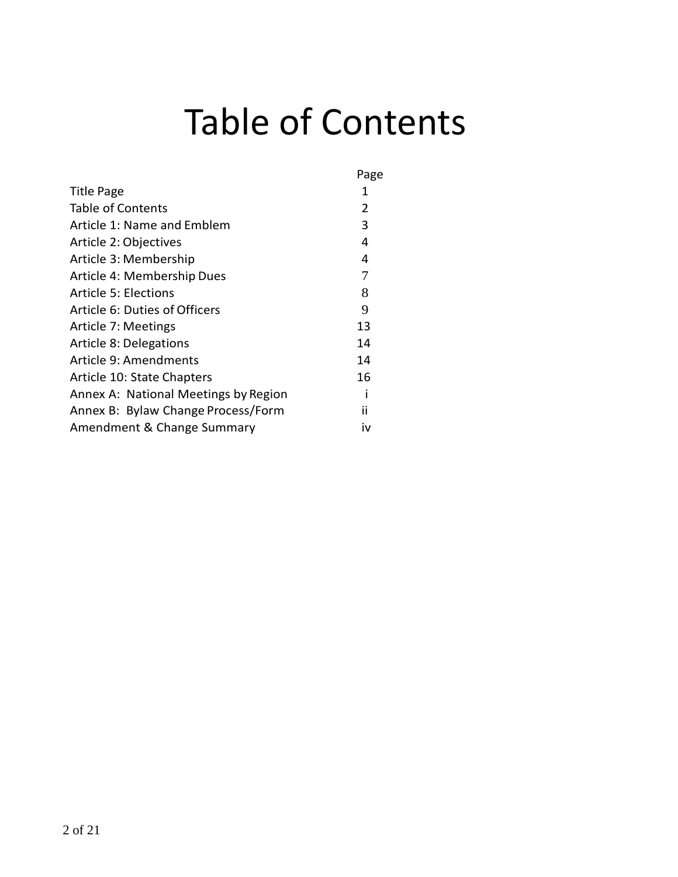# Table of Contents

| | Page |
|---|---|
| Title Page | 1 |
| Table of Contents | 2 |
| Article 1: Name and Emblem | 3 |
| Article 2: Objectives | 4 |
| Article 3: Membership | 4 |
| Article 4: Membership Dues | 7 |
| Article 5: Elections | 8 |
| Article 6: Duties of Officers | 9 |
| Article 7: Meetings | 13 |
| Article 8: Delegations | 14 |
| Article 9: Amendments | 14 |
| Article 10: State Chapters | 16 |
| Annex A: National Meetings by Region | i |
| Annex B: Bylaw Change Process/Form | ii |
| Amendment & Change Summary | iv |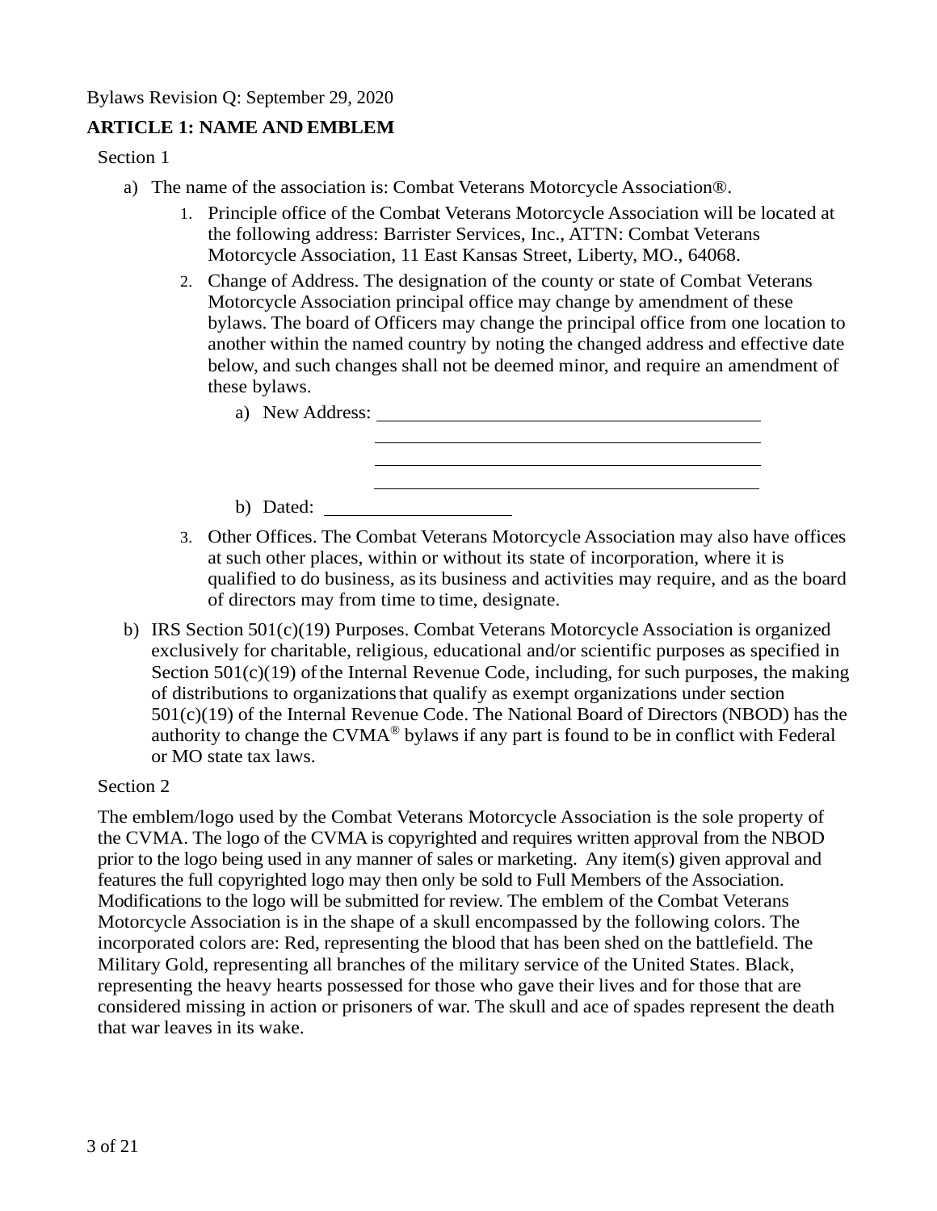Bylaws Revision Q: September 29, 2020

## ARTICLE 1: NAME AND EMBLEM

Section 1

a) The name of the association is: Combat Veterans Motorcycle Association®.

   1. Principle office of the Combat Veterans Motorcycle Association will be located at the following address: Barrister Services, Inc., ATTN: Combat Veterans Motorcycle Association, 11 East Kansas Street, Liberty, MO., 64068.
   2. Change of Address. The designation of the county or state of Combat Veterans Motorcycle Association principal office may change by amendment of these bylaws. The board of Officers may change the principal office from one location to another within the named country by noting the changed address and effective date below, and such changes shall not be deemed minor, and require an amendment of these bylaws.
      a) New Address: ____________________________________________
      ____________________________________________
      ____________________________________________
      ____________________________________________
      b) Dated: ____________________
   3. Other Offices. The Combat Veterans Motorcycle Association may also have offices at such other places, within or without its state of incorporation, where it is qualified to do business, as its business and activities may require, and as the board of directors may from time to time, designate.

b) IRS Section 501(c)(19) Purposes. Combat Veterans Motorcycle Association is organized exclusively for charitable, religious, educational and/or scientific purposes as specified in Section 501(c)(19) of the Internal Revenue Code, including, for such purposes, the making of distributions to organizations that qualify as exempt organizations under section 501(c)(19) of the Internal Revenue Code. The National Board of Directors (NBOD) has the authority to change the CVMA® bylaws if any part is found to be in conflict with Federal or MO state tax laws.

Section 2

The emblem/logo used by the Combat Veterans Motorcycle Association is the sole property of the CVMA. The logo of the CVMA is copyrighted and requires written approval from the NBOD prior to the logo being used in any manner of sales or marketing. Any item(s) given approval and features the full copyrighted logo may then only be sold to Full Members of the Association. Modifications to the logo will be submitted for review. The emblem of the Combat Veterans Motorcycle Association is in the shape of a skull encompassed by the following colors. The incorporated colors are: Red, representing the blood that has been shed on the battlefield. The Military Gold, representing all branches of the military service of the United States. Black, representing the heavy hearts possessed for those who gave their lives and for those that are considered missing in action or prisoners of war. The skull and ace of spades represent the death that war leaves in its wake.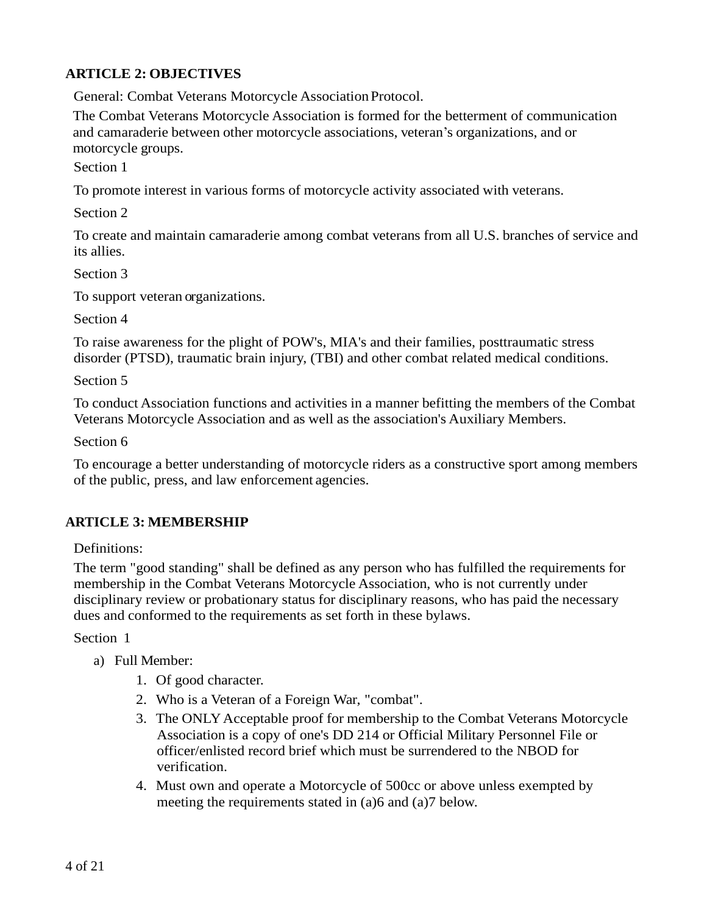## ARTICLE 2: OBJECTIVES

General: Combat Veterans Motorcycle Association Protocol.

The Combat Veterans Motorcycle Association is formed for the betterment of communication and camaraderie between other motorcycle associations, veteran's organizations, and or motorcycle groups.

Section 1

To promote interest in various forms of motorcycle activity associated with veterans.

Section 2

To create and maintain camaraderie among combat veterans from all U.S. branches of service and its allies.

Section 3

To support veteran organizations.

Section 4

To raise awareness for the plight of POW's, MIA's and their families, posttraumatic stress disorder (PTSD), traumatic brain injury, (TBI) and other combat related medical conditions.

Section 5

To conduct Association functions and activities in a manner befitting the members of the Combat Veterans Motorcycle Association and as well as the association's Auxiliary Members.

Section 6

To encourage a better understanding of motorcycle riders as a constructive sport among members of the public, press, and law enforcement agencies.

## ARTICLE 3: MEMBERSHIP

Definitions:

The term "good standing" shall be defined as any person who has fulfilled the requirements for membership in the Combat Veterans Motorcycle Association, who is not currently under disciplinary review or probationary status for disciplinary reasons, who has paid the necessary dues and conformed to the requirements as set forth in these bylaws.

Section 1

a) Full Member:
    1. Of good character.
    2. Who is a Veteran of a Foreign War, "combat".
    3. The ONLY Acceptable proof for membership to the Combat Veterans Motorcycle Association is a copy of one's DD 214 or Official Military Personnel File or officer/enlisted record brief which must be surrendered to the NBOD for verification.
    4. Must own and operate a Motorcycle of 500cc or above unless exempted by meeting the requirements stated in (a)6 and (a)7 below.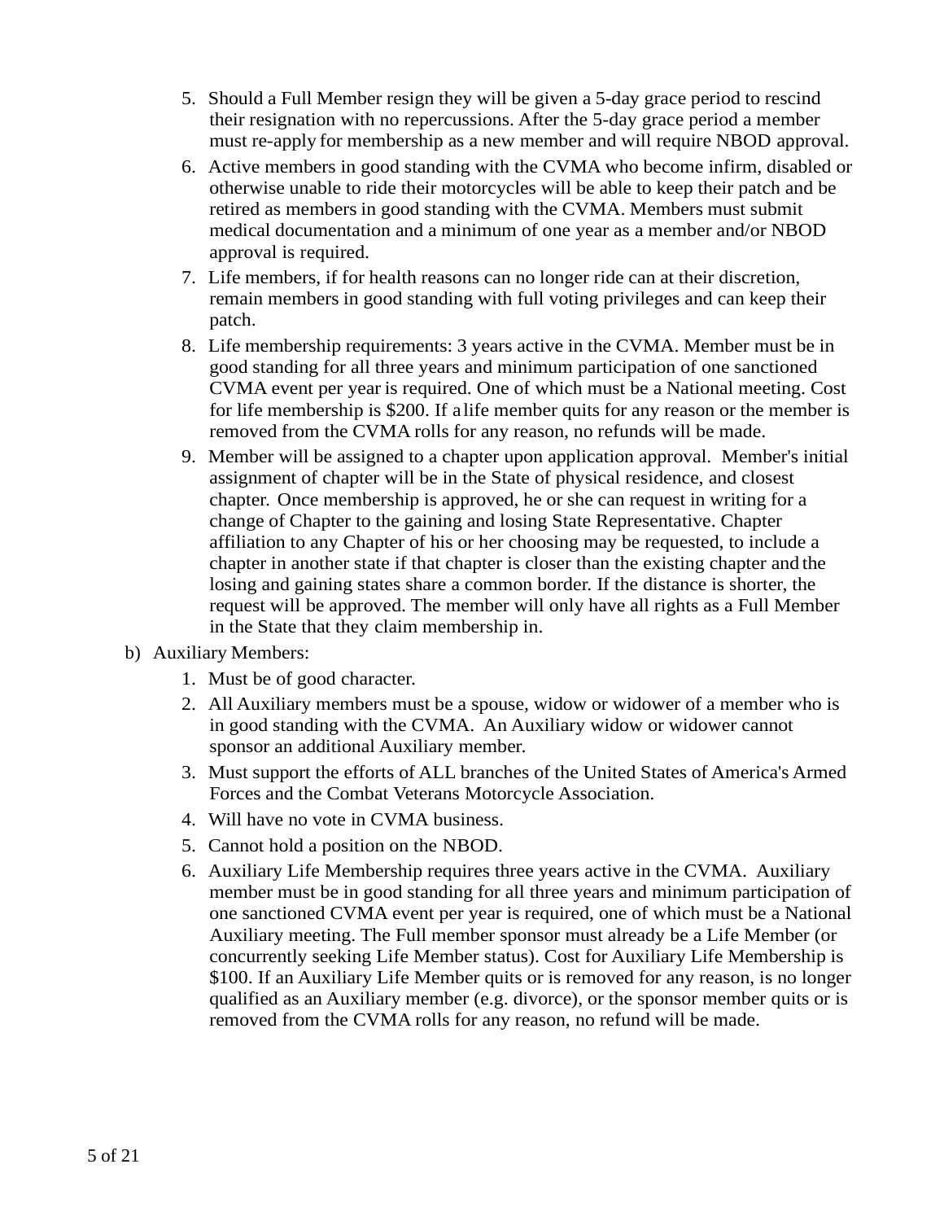5. Should a Full Member resign they will be given a 5-day grace period to rescind their resignation with no repercussions. After the 5-day grace period a member must re-apply for membership as a new member and will require NBOD approval.
6. Active members in good standing with the CVMA who become infirm, disabled or otherwise unable to ride their motorcycles will be able to keep their patch and be retired as members in good standing with the CVMA. Members must submit medical documentation and a minimum of one year as a member and/or NBOD approval is required.
7. Life members, if for health reasons can no longer ride can at their discretion, remain members in good standing with full voting privileges and can keep their patch.
8. Life membership requirements: 3 years active in the CVMA. Member must be in good standing for all three years and minimum participation of one sanctioned CVMA event per year is required. One of which must be a National meeting. Cost for life membership is $200. If a life member quits for any reason or the member is removed from the CVMA rolls for any reason, no refunds will be made.
9. Member will be assigned to a chapter upon application approval. Member's initial assignment of chapter will be in the State of physical residence, and closest chapter. Once membership is approved, he or she can request in writing for a change of Chapter to the gaining and losing State Representative. Chapter affiliation to any Chapter of his or her choosing may be requested, to include a chapter in another state if that chapter is closer than the existing chapter and the losing and gaining states share a common border. If the distance is shorter, the request will be approved. The member will only have all rights as a Full Member in the State that they claim membership in.

b) Auxiliary Members:

1. Must be of good character.
2. All Auxiliary members must be a spouse, widow or widower of a member who is in good standing with the CVMA. An Auxiliary widow or widower cannot sponsor an additional Auxiliary member.
3. Must support the efforts of ALL branches of the United States of America's Armed Forces and the Combat Veterans Motorcycle Association.
4. Will have no vote in CVMA business.
5. Cannot hold a position on the NBOD.
6. Auxiliary Life Membership requires three years active in the CVMA. Auxiliary member must be in good standing for all three years and minimum participation of one sanctioned CVMA event per year is required, one of which must be a National Auxiliary meeting. The Full member sponsor must already be a Life Member (or concurrently seeking Life Member status). Cost for Auxiliary Life Membership is $100. If an Auxiliary Life Member quits or is removed for any reason, is no longer qualified as an Auxiliary member (e.g. divorce), or the sponsor member quits or is removed from the CVMA rolls for any reason, no refund will be made.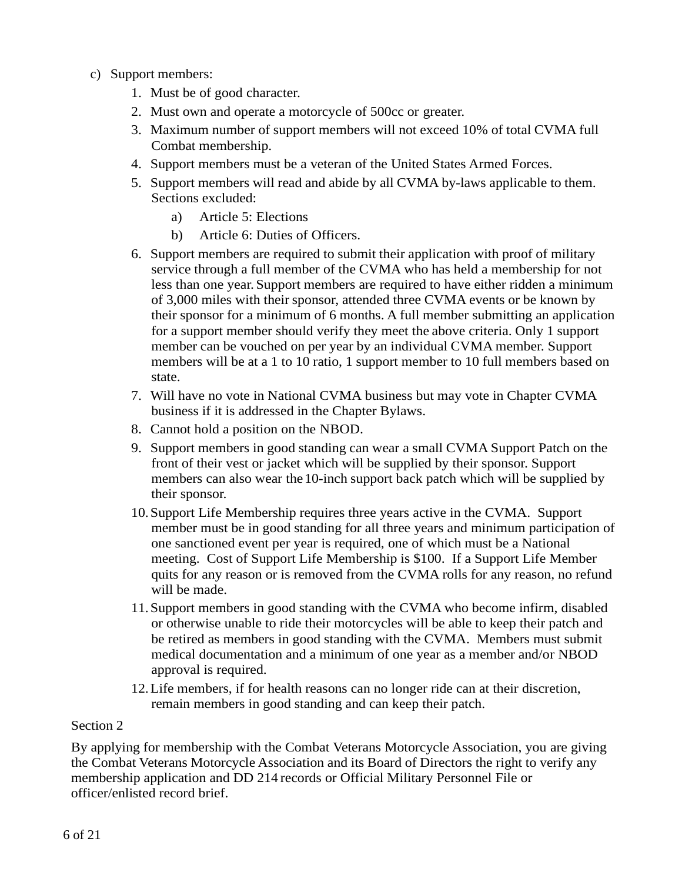c) Support members:

1. Must be of good character.
2. Must own and operate a motorcycle of 500cc or greater.
3. Maximum number of support members will not exceed 10% of total CVMA full Combat membership.
4. Support members must be a veteran of the United States Armed Forces.
5. Support members will read and abide by all CVMA by-laws applicable to them. Sections excluded:
   a) Article 5: Elections
   b) Article 6: Duties of Officers.
6. Support members are required to submit their application with proof of military service through a full member of the CVMA who has held a membership for not less than one year. Support members are required to have either ridden a minimum of 3,000 miles with their sponsor, attended three CVMA events or be known by their sponsor for a minimum of 6 months. A full member submitting an application for a support member should verify they meet the above criteria. Only 1 support member can be vouched on per year by an individual CVMA member. Support members will be at a 1 to 10 ratio, 1 support member to 10 full members based on state.
7. Will have no vote in National CVMA business but may vote in Chapter CVMA business if it is addressed in the Chapter Bylaws.
8. Cannot hold a position on the NBOD.
9. Support members in good standing can wear a small CVMA Support Patch on the front of their vest or jacket which will be supplied by their sponsor. Support members can also wear the 10-inch support back patch which will be supplied by their sponsor.
10. Support Life Membership requires three years active in the CVMA. Support member must be in good standing for all three years and minimum participation of one sanctioned event per year is required, one of which must be a National meeting. Cost of Support Life Membership is $100. If a Support Life Member quits for any reason or is removed from the CVMA rolls for any reason, no refund will be made.
11. Support members in good standing with the CVMA who become infirm, disabled or otherwise unable to ride their motorcycles will be able to keep their patch and be retired as members in good standing with the CVMA. Members must submit medical documentation and a minimum of one year as a member and/or NBOD approval is required.
12. Life members, if for health reasons can no longer ride can at their discretion, remain members in good standing and can keep their patch.

Section 2

By applying for membership with the Combat Veterans Motorcycle Association, you are giving the Combat Veterans Motorcycle Association and its Board of Directors the right to verify any membership application and DD 214 records or Official Military Personnel File or officer/enlisted record brief.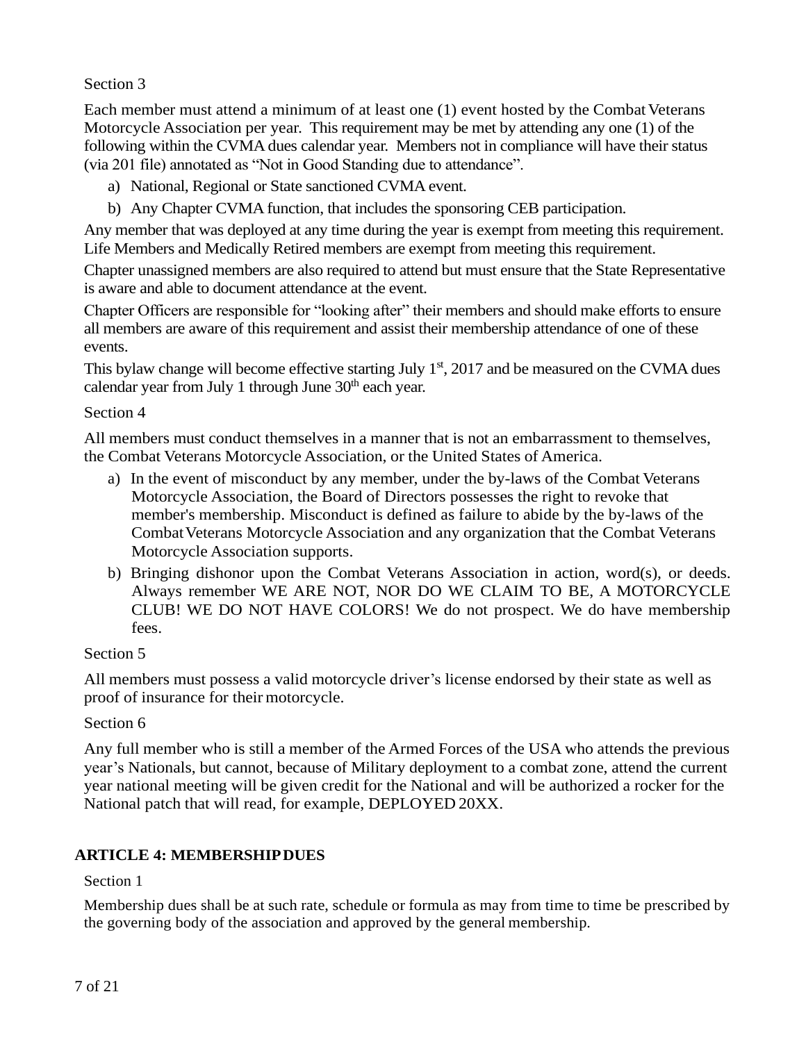Section 3

Each member must attend a minimum of at least one (1) event hosted by the Combat Veterans Motorcycle Association per year. This requirement may be met by attending any one (1) of the following within the CVMA dues calendar year. Members not in compliance will have their status (via 201 file) annotated as "Not in Good Standing due to attendance".

a) National, Regional or State sanctioned CVMA event.
b) Any Chapter CVMA function, that includes the sponsoring CEB participation.

Any member that was deployed at any time during the year is exempt from meeting this requirement. Life Members and Medically Retired members are exempt from meeting this requirement.

Chapter unassigned members are also required to attend but must ensure that the State Representative is aware and able to document attendance at the event.

Chapter Officers are responsible for "looking after" their members and should make efforts to ensure all members are aware of this requirement and assist their membership attendance of one of these events.

This bylaw change will become effective starting July 1st, 2017 and be measured on the CVMA dues calendar year from July 1 through June 30th each year.

Section 4

All members must conduct themselves in a manner that is not an embarrassment to themselves, the Combat Veterans Motorcycle Association, or the United States of America.

a) In the event of misconduct by any member, under the by-laws of the Combat Veterans Motorcycle Association, the Board of Directors possesses the right to revoke that member's membership. Misconduct is defined as failure to abide by the by-laws of the Combat Veterans Motorcycle Association and any organization that the Combat Veterans Motorcycle Association supports.
b) Bringing dishonor upon the Combat Veterans Association in action, word(s), or deeds. Always remember WE ARE NOT, NOR DO WE CLAIM TO BE, A MOTORCYCLE CLUB! WE DO NOT HAVE COLORS! We do not prospect. We do have membership fees.

Section 5

All members must possess a valid motorcycle driver's license endorsed by their state as well as proof of insurance for their motorcycle.

Section 6

Any full member who is still a member of the Armed Forces of the USA who attends the previous year's Nationals, but cannot, because of Military deployment to a combat zone, attend the current year national meeting will be given credit for the National and will be authorized a rocker for the National patch that will read, for example, DEPLOYED 20XX.

## ARTICLE 4: MEMBERSHIP DUES

Section 1

Membership dues shall be at such rate, schedule or formula as may from time to time be prescribed by the governing body of the association and approved by the general membership.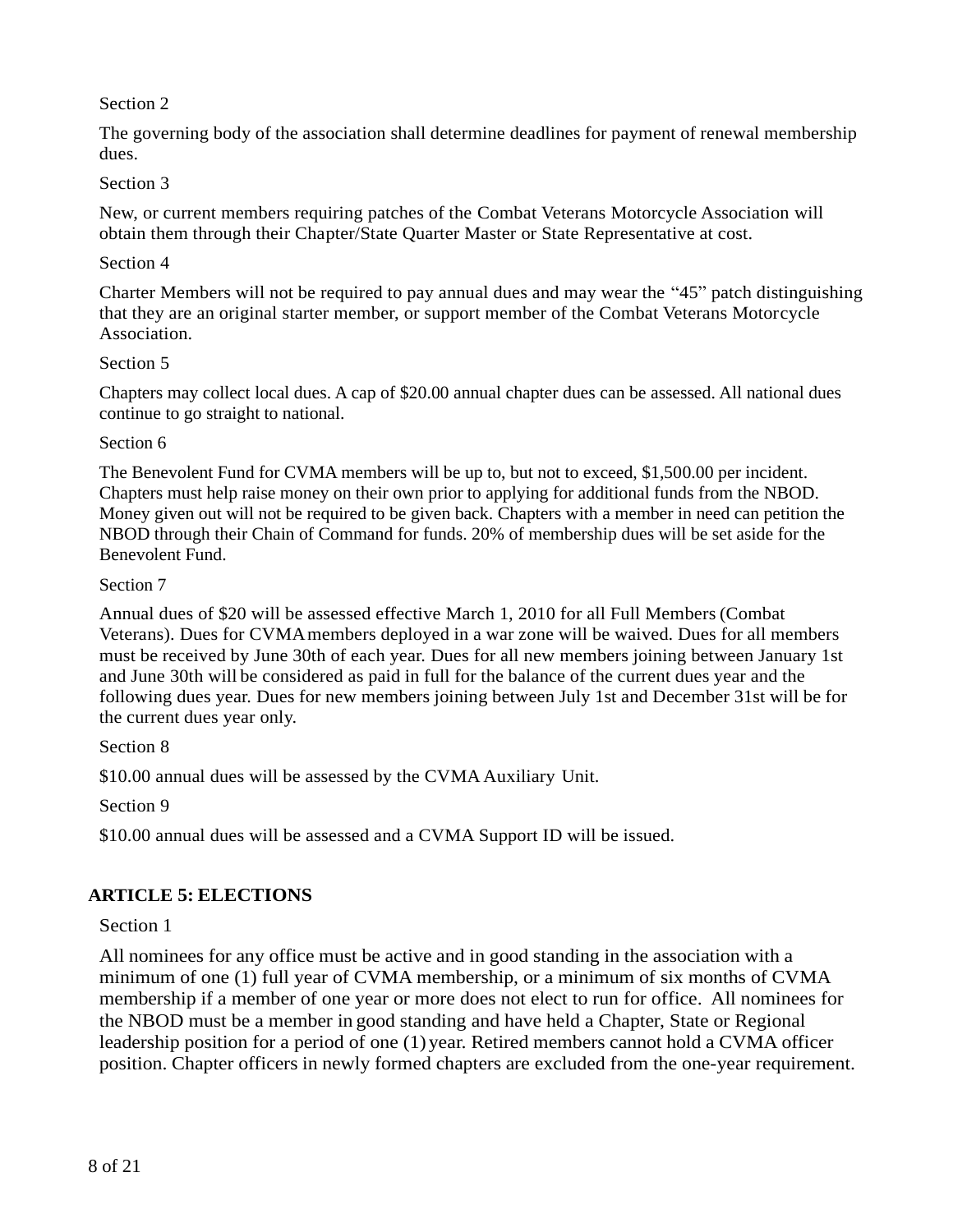Section 2

The governing body of the association shall determine deadlines for payment of renewal membership dues.

Section 3

New, or current members requiring patches of the Combat Veterans Motorcycle Association will obtain them through their Chapter/State Quarter Master or State Representative at cost.

Section 4

Charter Members will not be required to pay annual dues and may wear the "45" patch distinguishing that they are an original starter member, or support member of the Combat Veterans Motorcycle Association.

Section 5

Chapters may collect local dues. A cap of $20.00 annual chapter dues can be assessed. All national dues continue to go straight to national.

Section 6

The Benevolent Fund for CVMA members will be up to, but not to exceed, $1,500.00 per incident. Chapters must help raise money on their own prior to applying for additional funds from the NBOD. Money given out will not be required to be given back. Chapters with a member in need can petition the NBOD through their Chain of Command for funds. 20% of membership dues will be set aside for the Benevolent Fund.

Section 7

Annual dues of $20 will be assessed effective March 1, 2010 for all Full Members (Combat Veterans). Dues for CVMA members deployed in a war zone will be waived. Dues for all members must be received by June 30th of each year. Dues for all new members joining between January 1st and June 30th will be considered as paid in full for the balance of the current dues year and the following dues year. Dues for new members joining between July 1st and December 31st will be for the current dues year only.

Section 8

$10.00 annual dues will be assessed by the CVMA Auxiliary Unit.

Section 9

$10.00 annual dues will be assessed and a CVMA Support ID will be issued.

## ARTICLE 5: ELECTIONS

Section 1

All nominees for any office must be active and in good standing in the association with a minimum of one (1) full year of CVMA membership, or a minimum of six months of CVMA membership if a member of one year or more does not elect to run for office. All nominees for the NBOD must be a member in good standing and have held a Chapter, State or Regional leadership position for a period of one (1) year. Retired members cannot hold a CVMA officer position. Chapter officers in newly formed chapters are excluded from the one-year requirement.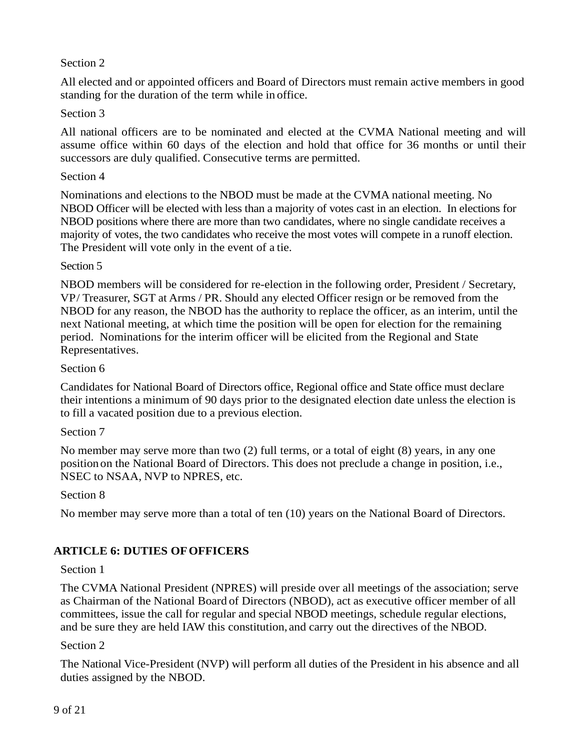Section 2

All elected and or appointed officers and Board of Directors must remain active members in good standing for the duration of the term while in office.

Section 3

All national officers are to be nominated and elected at the CVMA National meeting and will assume office within 60 days of the election and hold that office for 36 months or until their successors are duly qualified. Consecutive terms are permitted.

Section 4

Nominations and elections to the NBOD must be made at the CVMA national meeting. No NBOD Officer will be elected with less than a majority of votes cast in an election. In elections for NBOD positions where there are more than two candidates, where no single candidate receives a majority of votes, the two candidates who receive the most votes will compete in a runoff election. The President will vote only in the event of a tie.

Section 5

NBOD members will be considered for re-election in the following order, President / Secretary, VP/ Treasurer, SGT at Arms / PR. Should any elected Officer resign or be removed from the NBOD for any reason, the NBOD has the authority to replace the officer, as an interim, until the next National meeting, at which time the position will be open for election for the remaining period. Nominations for the interim officer will be elicited from the Regional and State Representatives.

Section 6

Candidates for National Board of Directors office, Regional office and State office must declare their intentions a minimum of 90 days prior to the designated election date unless the election is to fill a vacated position due to a previous election.

Section 7

No member may serve more than two (2) full terms, or a total of eight (8) years, in any one position on the National Board of Directors. This does not preclude a change in position, i.e., NSEC to NSAA, NVP to NPRES, etc.

Section 8

No member may serve more than a total of ten (10) years on the National Board of Directors.

## ARTICLE 6: DUTIES OF OFFICERS

Section 1

The CVMA National President (NPRES) will preside over all meetings of the association; serve as Chairman of the National Board of Directors (NBOD), act as executive officer member of all committees, issue the call for regular and special NBOD meetings, schedule regular elections, and be sure they are held IAW this constitution, and carry out the directives of the NBOD.

Section 2

The National Vice-President (NVP) will perform all duties of the President in his absence and all duties assigned by the NBOD.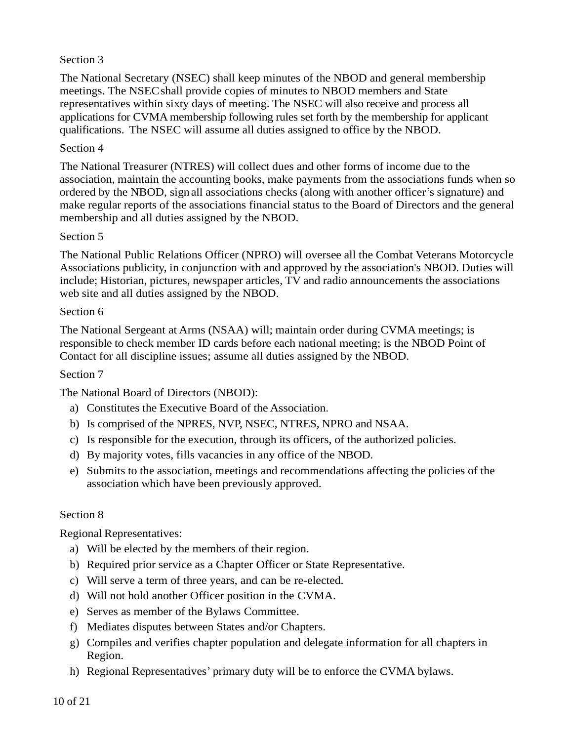Section 3

The National Secretary (NSEC) shall keep minutes of the NBOD and general membership meetings. The NSEC shall provide copies of minutes to NBOD members and State representatives within sixty days of meeting. The NSEC will also receive and process all applications for CVMA membership following rules set forth by the membership for applicant qualifications. The NSEC will assume all duties assigned to office by the NBOD.

Section 4

The National Treasurer (NTRES) will collect dues and other forms of income due to the association, maintain the accounting books, make payments from the associations funds when so ordered by the NBOD, sign all associations checks (along with another officer's signature) and make regular reports of the associations financial status to the Board of Directors and the general membership and all duties assigned by the NBOD.

Section 5

The National Public Relations Officer (NPRO) will oversee all the Combat Veterans Motorcycle Associations publicity, in conjunction with and approved by the association's NBOD. Duties will include; Historian, pictures, newspaper articles, TV and radio announcements the associations web site and all duties assigned by the NBOD.

Section 6

The National Sergeant at Arms (NSAA) will; maintain order during CVMA meetings; is responsible to check member ID cards before each national meeting; is the NBOD Point of Contact for all discipline issues; assume all duties assigned by the NBOD.

Section 7

The National Board of Directors (NBOD):

a) Constitutes the Executive Board of the Association.
b) Is comprised of the NPRES, NVP, NSEC, NTRES, NPRO and NSAA.
c) Is responsible for the execution, through its officers, of the authorized policies.
d) By majority votes, fills vacancies in any office of the NBOD.
e) Submits to the association, meetings and recommendations affecting the policies of the association which have been previously approved.

Section 8

Regional Representatives:

a) Will be elected by the members of their region.
b) Required prior service as a Chapter Officer or State Representative.
c) Will serve a term of three years, and can be re-elected.
d) Will not hold another Officer position in the CVMA.
e) Serves as member of the Bylaws Committee.
f) Mediates disputes between States and/or Chapters.
g) Compiles and verifies chapter population and delegate information for all chapters in Region.
h) Regional Representatives' primary duty will be to enforce the CVMA bylaws.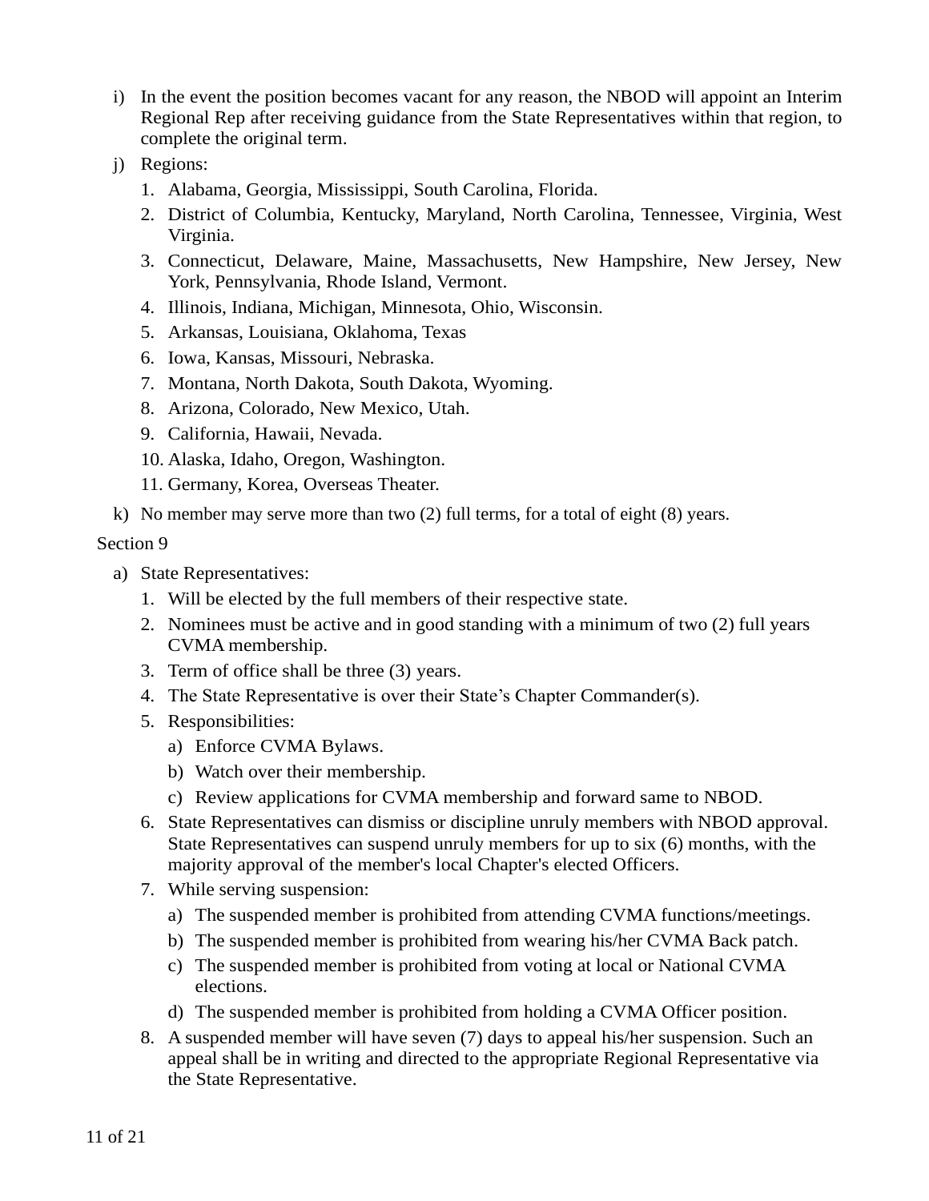i) In the event the position becomes vacant for any reason, the NBOD will appoint an Interim Regional Rep after receiving guidance from the State Representatives within that region, to complete the original term.

j) Regions:

   1. Alabama, Georgia, Mississippi, South Carolina, Florida.
   2. District of Columbia, Kentucky, Maryland, North Carolina, Tennessee, Virginia, West Virginia.
   3. Connecticut, Delaware, Maine, Massachusetts, New Hampshire, New Jersey, New York, Pennsylvania, Rhode Island, Vermont.
   4. Illinois, Indiana, Michigan, Minnesota, Ohio, Wisconsin.
   5. Arkansas, Louisiana, Oklahoma, Texas
   6. Iowa, Kansas, Missouri, Nebraska.
   7. Montana, North Dakota, South Dakota, Wyoming.
   8. Arizona, Colorado, New Mexico, Utah.
   9. California, Hawaii, Nevada.
   10. Alaska, Idaho, Oregon, Washington.
   11. Germany, Korea, Overseas Theater.

k) No member may serve more than two (2) full terms, for a total of eight (8) years.

Section 9

a) State Representatives:

   1. Will be elected by the full members of their respective state.
   2. Nominees must be active and in good standing with a minimum of two (2) full years CVMA membership.
   3. Term of office shall be three (3) years.
   4. The State Representative is over their State's Chapter Commander(s).
   5. Responsibilities:
      a) Enforce CVMA Bylaws.
      b) Watch over their membership.
      c) Review applications for CVMA membership and forward same to NBOD.
   6. State Representatives can dismiss or discipline unruly members with NBOD approval. State Representatives can suspend unruly members for up to six (6) months, with the majority approval of the member's local Chapter's elected Officers.
   7. While serving suspension:
      a) The suspended member is prohibited from attending CVMA functions/meetings.
      b) The suspended member is prohibited from wearing his/her CVMA Back patch.
      c) The suspended member is prohibited from voting at local or National CVMA elections.
      d) The suspended member is prohibited from holding a CVMA Officer position.
   8. A suspended member will have seven (7) days to appeal his/her suspension. Such an appeal shall be in writing and directed to the appropriate Regional Representative via the State Representative.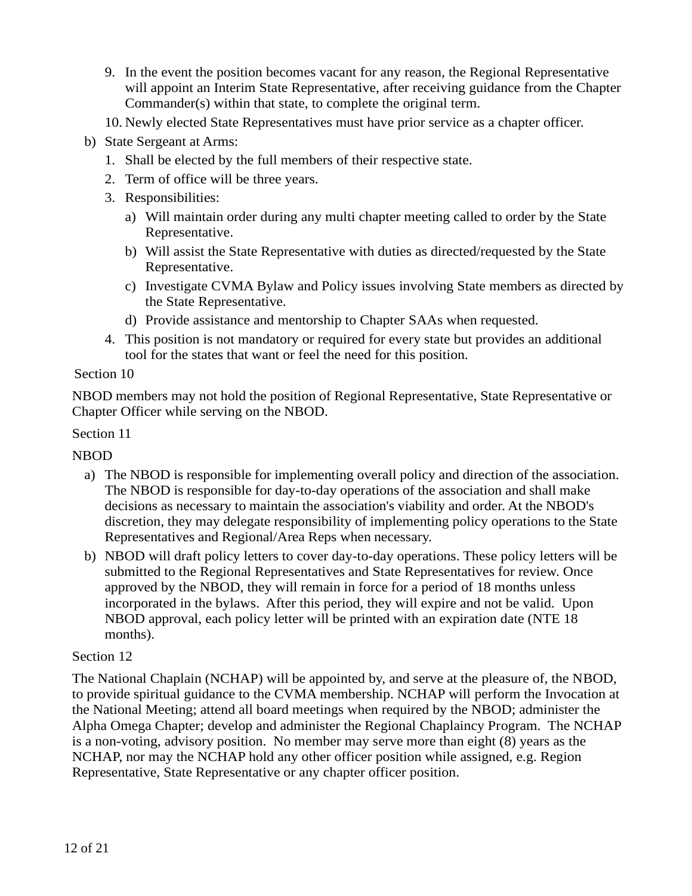9. In the event the position becomes vacant for any reason, the Regional Representative will appoint an Interim State Representative, after receiving guidance from the Chapter Commander(s) within that state, to complete the original term.
10. Newly elected State Representatives must have prior service as a chapter officer.

b) State Sergeant at Arms:
   1. Shall be elected by the full members of their respective state.
   2. Term of office will be three years.
   3. Responsibilities:
      a) Will maintain order during any multi chapter meeting called to order by the State Representative.
      b) Will assist the State Representative with duties as directed/requested by the State Representative.
      c) Investigate CVMA Bylaw and Policy issues involving State members as directed by the State Representative.
      d) Provide assistance and mentorship to Chapter SAAs when requested.
   4. This position is not mandatory or required for every state but provides an additional tool for the states that want or feel the need for this position.

Section 10

NBOD members may not hold the position of Regional Representative, State Representative or Chapter Officer while serving on the NBOD.

Section 11

NBOD

a) The NBOD is responsible for implementing overall policy and direction of the association. The NBOD is responsible for day-to-day operations of the association and shall make decisions as necessary to maintain the association's viability and order. At the NBOD's discretion, they may delegate responsibility of implementing policy operations to the State Representatives and Regional/Area Reps when necessary.
b) NBOD will draft policy letters to cover day-to-day operations. These policy letters will be submitted to the Regional Representatives and State Representatives for review. Once approved by the NBOD, they will remain in force for a period of 18 months unless incorporated in the bylaws. After this period, they will expire and not be valid. Upon NBOD approval, each policy letter will be printed with an expiration date (NTE 18 months).

Section 12

The National Chaplain (NCHAP) will be appointed by, and serve at the pleasure of, the NBOD, to provide spiritual guidance to the CVMA membership. NCHAP will perform the Invocation at the National Meeting; attend all board meetings when required by the NBOD; administer the Alpha Omega Chapter; develop and administer the Regional Chaplaincy Program. The NCHAP is a non-voting, advisory position. No member may serve more than eight (8) years as the NCHAP, nor may the NCHAP hold any other officer position while assigned, e.g. Region Representative, State Representative or any chapter officer position.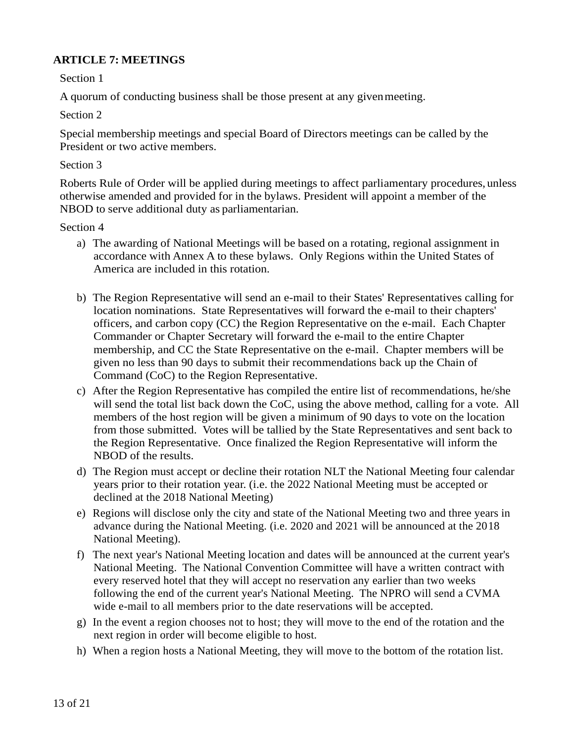## ARTICLE 7: MEETINGS

Section 1

A quorum of conducting business shall be those present at any given meeting.

Section 2

Special membership meetings and special Board of Directors meetings can be called by the President or two active members.

Section 3

Roberts Rule of Order will be applied during meetings to affect parliamentary procedures, unless otherwise amended and provided for in the bylaws. President will appoint a member of the NBOD to serve additional duty as parliamentarian.

Section 4

a) The awarding of National Meetings will be based on a rotating, regional assignment in accordance with Annex A to these bylaws. Only Regions within the United States of America are included in this rotation.

b) The Region Representative will send an e-mail to their States' Representatives calling for location nominations. State Representatives will forward the e-mail to their chapters' officers, and carbon copy (CC) the Region Representative on the e-mail. Each Chapter Commander or Chapter Secretary will forward the e-mail to the entire Chapter membership, and CC the State Representative on the e-mail. Chapter members will be given no less than 90 days to submit their recommendations back up the Chain of Command (CoC) to the Region Representative.

c) After the Region Representative has compiled the entire list of recommendations, he/she will send the total list back down the CoC, using the above method, calling for a vote. All members of the host region will be given a minimum of 90 days to vote on the location from those submitted. Votes will be tallied by the State Representatives and sent back to the Region Representative. Once finalized the Region Representative will inform the NBOD of the results.

d) The Region must accept or decline their rotation NLT the National Meeting four calendar years prior to their rotation year. (i.e. the 2022 National Meeting must be accepted or declined at the 2018 National Meeting)

e) Regions will disclose only the city and state of the National Meeting two and three years in advance during the National Meeting. (i.e. 2020 and 2021 will be announced at the 2018 National Meeting).

f) The next year's National Meeting location and dates will be announced at the current year's National Meeting. The National Convention Committee will have a written contract with every reserved hotel that they will accept no reservation any earlier than two weeks following the end of the current year's National Meeting. The NPRO will send a CVMA wide e-mail to all members prior to the date reservations will be accepted.

g) In the event a region chooses not to host; they will move to the end of the rotation and the next region in order will become eligible to host.

h) When a region hosts a National Meeting, they will move to the bottom of the rotation list.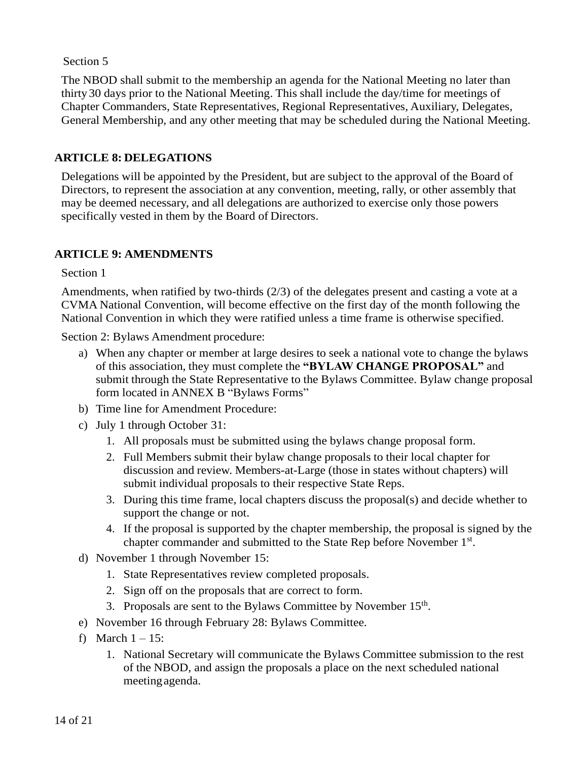Section 5

The NBOD shall submit to the membership an agenda for the National Meeting no later than thirty 30 days prior to the National Meeting. This shall include the day/time for meetings of Chapter Commanders, State Representatives, Regional Representatives, Auxiliary, Delegates, General Membership, and any other meeting that may be scheduled during the National Meeting.

## ARTICLE 8: DELEGATIONS

Delegations will be appointed by the President, but are subject to the approval of the Board of Directors, to represent the association at any convention, meeting, rally, or other assembly that may be deemed necessary, and all delegations are authorized to exercise only those powers specifically vested in them by the Board of Directors.

## ARTICLE 9: AMENDMENTS

Section 1

Amendments, when ratified by two-thirds (2/3) of the delegates present and casting a vote at a CVMA National Convention, will become effective on the first day of the month following the National Convention in which they were ratified unless a time frame is otherwise specified.

Section 2: Bylaws Amendment procedure:

a) When any chapter or member at large desires to seek a national vote to change the bylaws of this association, they must complete the **"BYLAW CHANGE PROPOSAL"** and submit through the State Representative to the Bylaws Committee. Bylaw change proposal form located in ANNEX B "Bylaws Forms"
b) Time line for Amendment Procedure:
c) July 1 through October 31:
   1. All proposals must be submitted using the bylaws change proposal form.
   2. Full Members submit their bylaw change proposals to their local chapter for discussion and review. Members-at-Large (those in states without chapters) will submit individual proposals to their respective State Reps.
   3. During this time frame, local chapters discuss the proposal(s) and decide whether to support the change or not.
   4. If the proposal is supported by the chapter membership, the proposal is signed by the chapter commander and submitted to the State Rep before November 1st.
d) November 1 through November 15:
   1. State Representatives review completed proposals.
   2. Sign off on the proposals that are correct to form.
   3. Proposals are sent to the Bylaws Committee by November 15th.
e) November 16 through February 28: Bylaws Committee.
f) March 1 – 15:
   1. National Secretary will communicate the Bylaws Committee submission to the rest of the NBOD, and assign the proposals a place on the next scheduled national meeting agenda.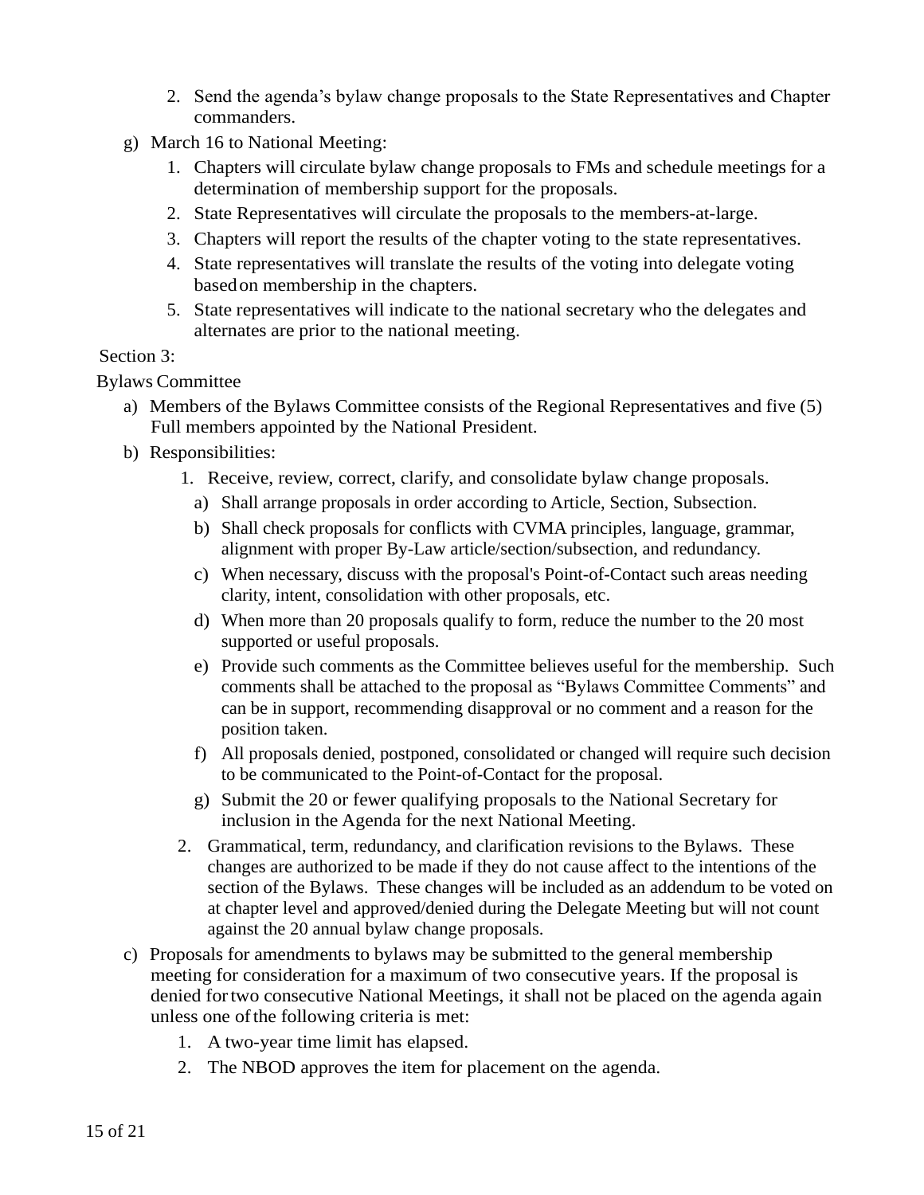2. Send the agenda's bylaw change proposals to the State Representatives and Chapter commanders.

g) March 16 to National Meeting:
   1. Chapters will circulate bylaw change proposals to FMs and schedule meetings for a determination of membership support for the proposals.
   2. State Representatives will circulate the proposals to the members-at-large.
   3. Chapters will report the results of the chapter voting to the state representatives.
   4. State representatives will translate the results of the voting into delegate voting based on membership in the chapters.
   5. State representatives will indicate to the national secretary who the delegates and alternates are prior to the national meeting.

Section 3:

Bylaws Committee

a) Members of the Bylaws Committee consists of the Regional Representatives and five (5) Full members appointed by the National President.

b) Responsibilities:
   1. Receive, review, correct, clarify, and consolidate bylaw change proposals.
      a) Shall arrange proposals in order according to Article, Section, Subsection.
      b) Shall check proposals for conflicts with CVMA principles, language, grammar, alignment with proper By-Law article/section/subsection, and redundancy.
      c) When necessary, discuss with the proposal's Point-of-Contact such areas needing clarity, intent, consolidation with other proposals, etc.
      d) When more than 20 proposals qualify to form, reduce the number to the 20 most supported or useful proposals.
      e) Provide such comments as the Committee believes useful for the membership. Such comments shall be attached to the proposal as "Bylaws Committee Comments" and can be in support, recommending disapproval or no comment and a reason for the position taken.
      f) All proposals denied, postponed, consolidated or changed will require such decision to be communicated to the Point-of-Contact for the proposal.
      g) Submit the 20 or fewer qualifying proposals to the National Secretary for inclusion in the Agenda for the next National Meeting.
   2. Grammatical, term, redundancy, and clarification revisions to the Bylaws. These changes are authorized to be made if they do not cause affect to the intentions of the section of the Bylaws. These changes will be included as an addendum to be voted on at chapter level and approved/denied during the Delegate Meeting but will not count against the 20 annual bylaw change proposals.

c) Proposals for amendments to bylaws may be submitted to the general membership meeting for consideration for a maximum of two consecutive years. If the proposal is denied for two consecutive National Meetings, it shall not be placed on the agenda again unless one of the following criteria is met:
   1. A two-year time limit has elapsed.
   2. The NBOD approves the item for placement on the agenda.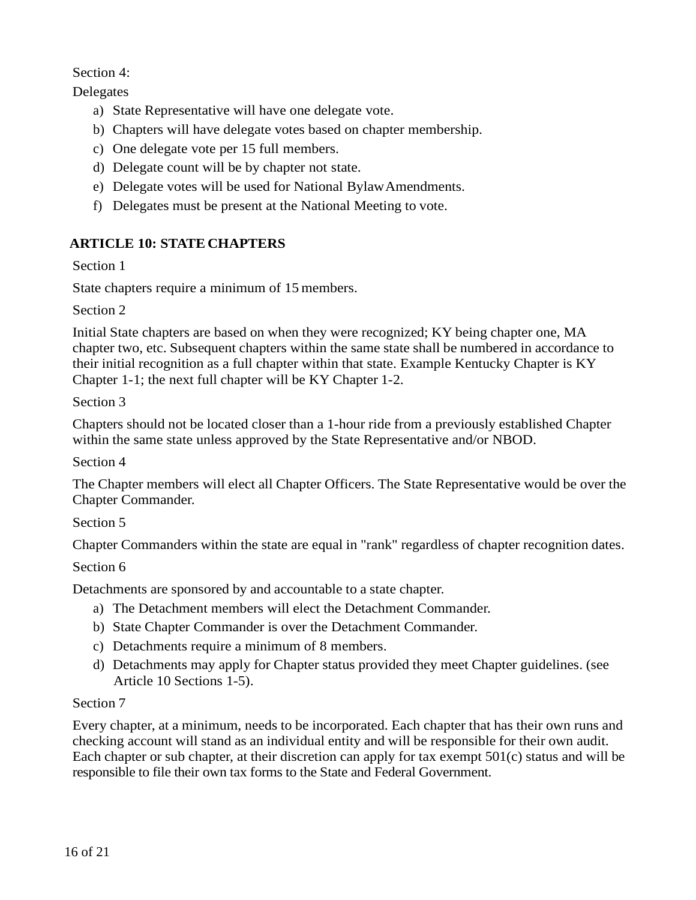Section 4:

Delegates

a) State Representative will have one delegate vote.
b) Chapters will have delegate votes based on chapter membership.
c) One delegate vote per 15 full members.
d) Delegate count will be by chapter not state.
e) Delegate votes will be used for National Bylaw Amendments.
f) Delegates must be present at the National Meeting to vote.

## ARTICLE 10: STATE CHAPTERS

Section 1

State chapters require a minimum of 15 members.

Section 2

Initial State chapters are based on when they were recognized; KY being chapter one, MA chapter two, etc. Subsequent chapters within the same state shall be numbered in accordance to their initial recognition as a full chapter within that state. Example Kentucky Chapter is KY Chapter 1-1; the next full chapter will be KY Chapter 1-2.

Section 3

Chapters should not be located closer than a 1-hour ride from a previously established Chapter within the same state unless approved by the State Representative and/or NBOD.

Section 4

The Chapter members will elect all Chapter Officers. The State Representative would be over the Chapter Commander.

Section 5

Chapter Commanders within the state are equal in "rank" regardless of chapter recognition dates.

Section 6

Detachments are sponsored by and accountable to a state chapter.

a) The Detachment members will elect the Detachment Commander.
b) State Chapter Commander is over the Detachment Commander.
c) Detachments require a minimum of 8 members.
d) Detachments may apply for Chapter status provided they meet Chapter guidelines. (see Article 10 Sections 1-5).

Section 7

Every chapter, at a minimum, needs to be incorporated. Each chapter that has their own runs and checking account will stand as an individual entity and will be responsible for their own audit. Each chapter or sub chapter, at their discretion can apply for tax exempt 501(c) status and will be responsible to file their own tax forms to the State and Federal Government.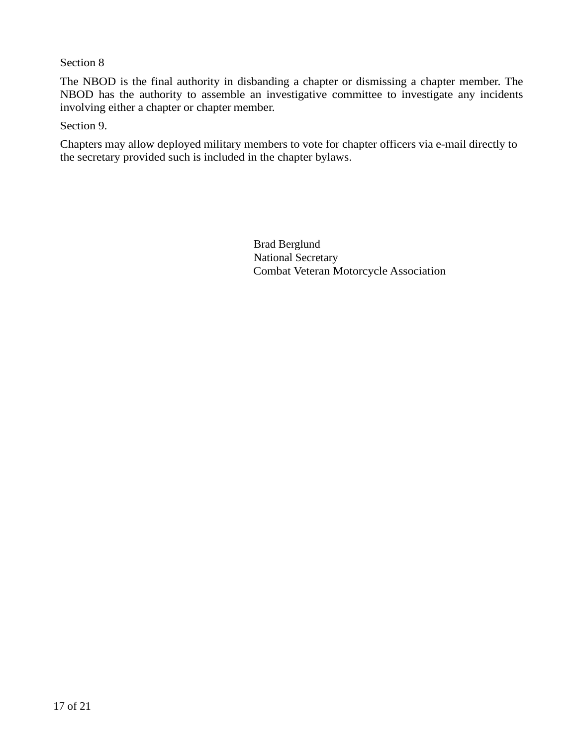Section 8

The NBOD is the final authority in disbanding a chapter or dismissing a chapter member. The NBOD has the authority to assemble an investigative committee to investigate any incidents involving either a chapter or chapter member.

Section 9.

Chapters may allow deployed military members to vote for chapter officers via e-mail directly to the secretary provided such is included in the chapter bylaws.

Brad Berglund
National Secretary
Combat Veteran Motorcycle Association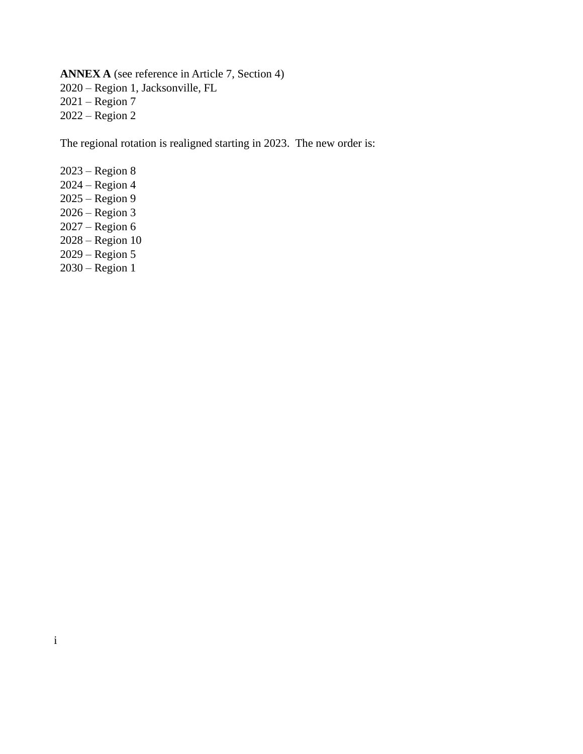**ANNEX A** (see reference in Article 7, Section 4)

2020 – Region 1, Jacksonville, FL  
2021 – Region 7  
2022 – Region 2

The regional rotation is realigned starting in 2023. The new order is:

2023 – Region 8  
2024 – Region 4  
2025 – Region 9  
2026 – Region 3  
2027 – Region 6  
2028 – Region 10  
2029 – Region 5  
2030 – Region 1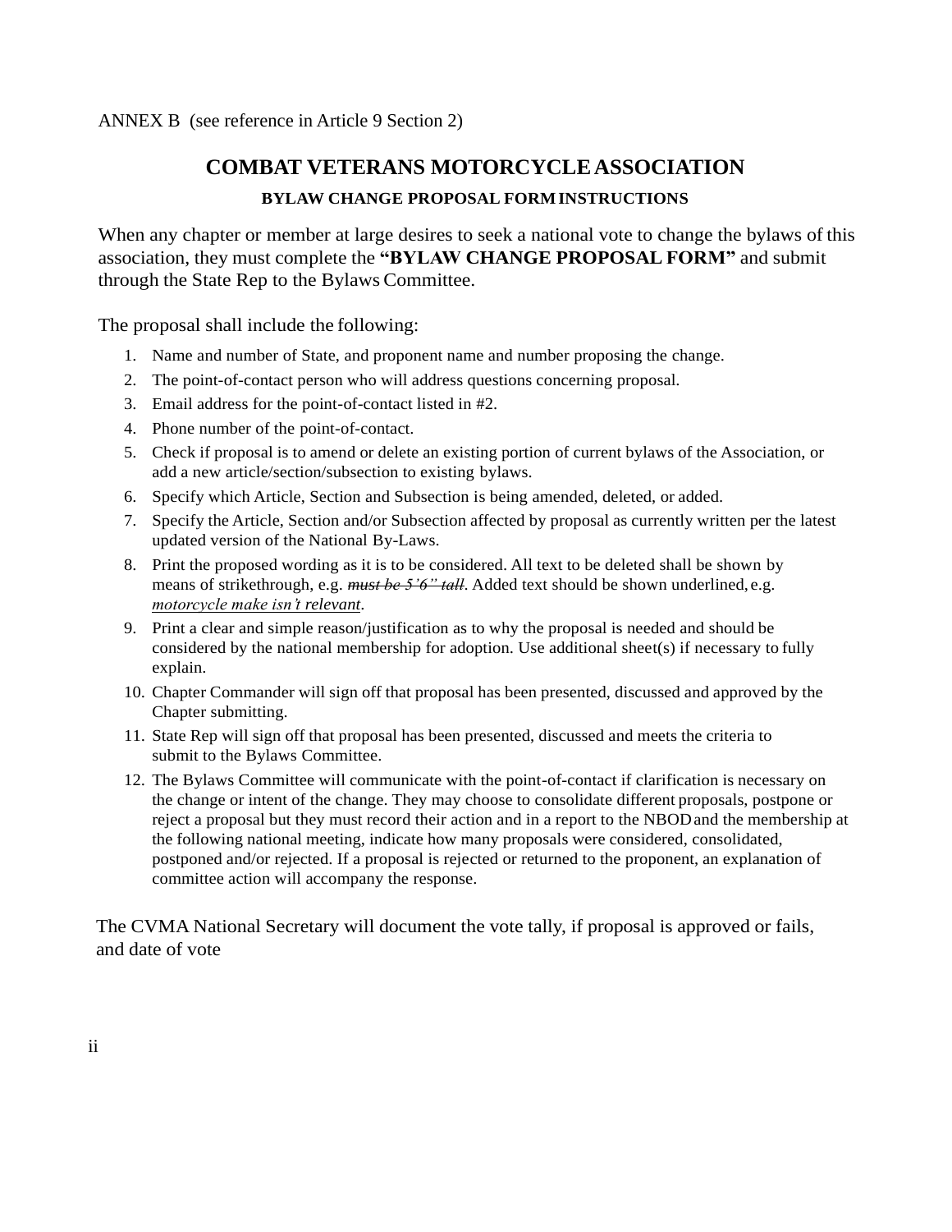ANNEX B (see reference in Article 9 Section 2)

# COMBAT VETERANS MOTORCYCLE ASSOCIATION

### BYLAW CHANGE PROPOSAL FORM INSTRUCTIONS

When any chapter or member at large desires to seek a national vote to change the bylaws of this association, they must complete the **"BYLAW CHANGE PROPOSAL FORM"** and submit through the State Rep to the Bylaws Committee.

The proposal shall include the following:

1. Name and number of State, and proponent name and number proposing the change.
2. The point-of-contact person who will address questions concerning proposal.
3. Email address for the point-of-contact listed in #2.
4. Phone number of the point-of-contact.
5. Check if proposal is to amend or delete an existing portion of current bylaws of the Association, or add a new article/section/subsection to existing bylaws.
6. Specify which Article, Section and Subsection is being amended, deleted, or added.
7. Specify the Article, Section and/or Subsection affected by proposal as currently written per the latest updated version of the National By-Laws.
8. Print the proposed wording as it is to be considered. All text to be deleted shall be shown by means of strikethrough, e.g. ~~*must be 5'6" tall*~~. Added text should be shown underlined, e.g. <u>*motorcycle make isn't relevant*</u>.
9. Print a clear and simple reason/justification as to why the proposal is needed and should be considered by the national membership for adoption. Use additional sheet(s) if necessary to fully explain.
10. Chapter Commander will sign off that proposal has been presented, discussed and approved by the Chapter submitting.
11. State Rep will sign off that proposal has been presented, discussed and meets the criteria to submit to the Bylaws Committee.
12. The Bylaws Committee will communicate with the point-of-contact if clarification is necessary on the change or intent of the change. They may choose to consolidate different proposals, postpone or reject a proposal but they must record their action and in a report to the NBOD and the membership at the following national meeting, indicate how many proposals were considered, consolidated, postponed and/or rejected. If a proposal is rejected or returned to the proponent, an explanation of committee action will accompany the response.

The CVMA National Secretary will document the vote tally, if proposal is approved or fails, and date of vote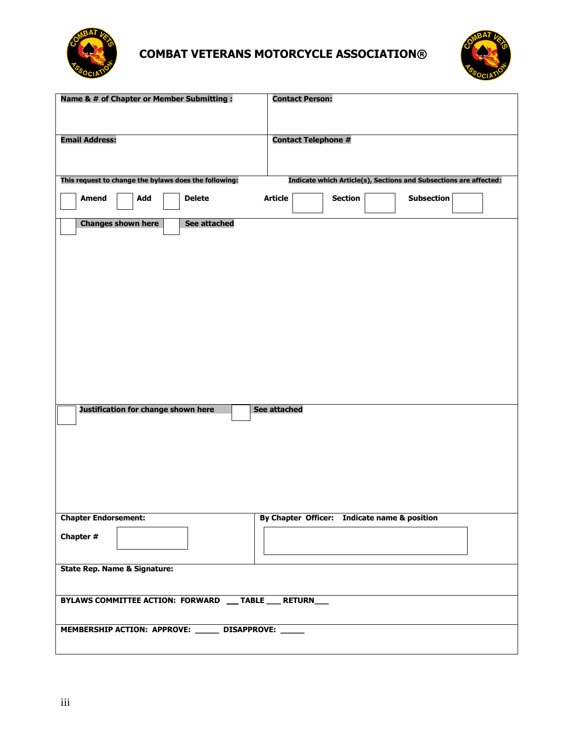# COMBAT VETERANS MOTORCYCLE ASSOCIATION®

| **Name & # of Chapter or Member Submitting :** | **Contact Person:** |
|---|---|
| **Email Address:** | **Contact Telephone #** |

**This request to change the bylaws does the following:** **Indicate which Article(s), Sections and Subsections are affected:**

☐ **Amend** ☐ **Add** ☐ **Delete** **Article** ☐ **Section** ☐ **Subsection** ☐

☐ **Changes shown here** ☐ **See attached**

☐ **Justification for change shown here** ☐ **See attached**

| **Chapter Endorsement:** | **By Chapter Officer: Indicate name & position** |
|---|---|
| **Chapter #** ☐ | ☐ |

**State Rep. Name & Signature:**

**BYLAWS COMMITTEE ACTION: FORWARD ___ TABLE ___ RETURN___**

**MEMBERSHIP ACTION: APPROVE: _____ DISAPPROVE: _____**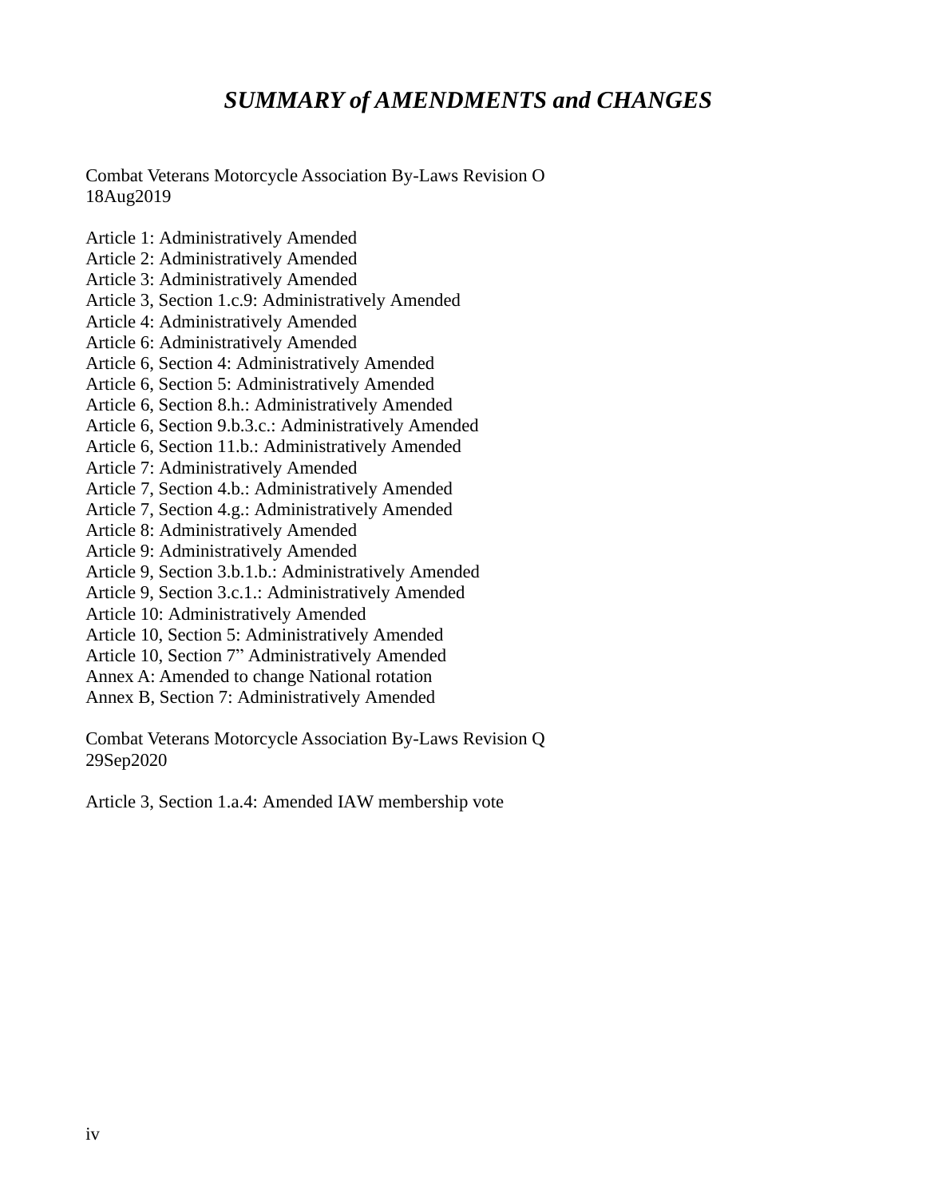# *SUMMARY of AMENDMENTS and CHANGES*

Combat Veterans Motorcycle Association By-Laws Revision O
18Aug2019

Article 1: Administratively Amended
Article 2: Administratively Amended
Article 3: Administratively Amended
Article 3, Section 1.c.9: Administratively Amended
Article 4: Administratively Amended
Article 6: Administratively Amended
Article 6, Section 4: Administratively Amended
Article 6, Section 5: Administratively Amended
Article 6, Section 8.h.: Administratively Amended
Article 6, Section 9.b.3.c.: Administratively Amended
Article 6, Section 11.b.: Administratively Amended
Article 7: Administratively Amended
Article 7, Section 4.b.: Administratively Amended
Article 7, Section 4.g.: Administratively Amended
Article 8: Administratively Amended
Article 9: Administratively Amended
Article 9, Section 3.b.1.b.: Administratively Amended
Article 9, Section 3.c.1.: Administratively Amended
Article 10: Administratively Amended
Article 10, Section 5: Administratively Amended
Article 10, Section 7" Administratively Amended
Annex A: Amended to change National rotation
Annex B, Section 7: Administratively Amended

Combat Veterans Motorcycle Association By-Laws Revision Q
29Sep2020

Article 3, Section 1.a.4: Amended IAW membership vote